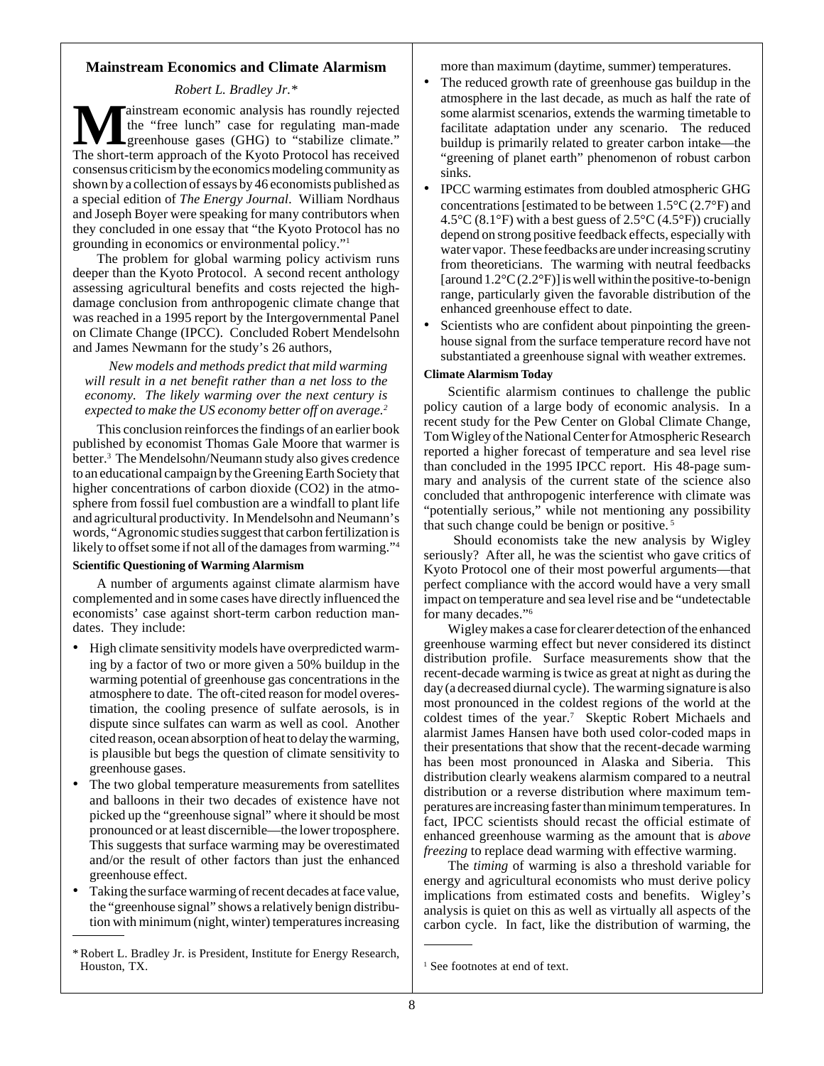## Mainstream Economics and Climate Alarmism

*Robert L. Bradley Jr.\**

Mainstream economic analysis has roundly rejected the "free lunch" case for regulating man-made greenhouse gases (GHG) to "stabilize climate." The short-term approach of the Kyoto Protocol has received consensus criticism by the economics modeling community as shown by a collection of essays by 46 economists published as a special edition of *The Energy Journal*. William Nordhaus and Joseph Boyer were speaking for many contributors when they concluded in one essay that "the Kyoto Protocol has no grounding in economics or environmental policy."[1]

The problem for global warming policy activism runs deeper than the Kyoto Protocol. A second recent anthology assessing agricultural benefits and costs rejected the high-damage conclusion from anthropogenic climate change that was reached in a 1995 report by the Intergovernmental Panel on Climate Change (IPCC). Concluded Robert Mendelsohn and James Newmann for the study's 26 authors,

> *New models and methods predict that mild warming will result in a net benefit rather than a net loss to the economy. The likely warming over the next century is expected to make the US economy better off on average.*[2]

This conclusion reinforces the findings of an earlier book published by economist Thomas Gale Moore that warmer is better.[3] The Mendelsohn/Neumann study also gives credence to an educational campaign by the Greening Earth Society that higher concentrations of carbon dioxide (CO2) in the atmosphere from fossil fuel combustion are a windfall to plant life and agricultural productivity. In Mendelsohn and Neumann's words, "Agronomic studies suggest that carbon fertilization is likely to offset some if not all of the damages from warming."[4]

### Scientific Questioning of Warming Alarmism

A number of arguments against climate alarmism have complemented and in some cases have directly influenced the economists' case against short-term carbon reduction mandates. They include:

- High climate sensitivity models have overpredicted warming by a factor of two or more given a 50% buildup in the warming potential of greenhouse gas concentrations in the atmosphere to date. The oft-cited reason for model overestimation, the cooling presence of sulfate aerosols, is in dispute since sulfates can warm as well as cool. Another cited reason, ocean absorption of heat to delay the warming, is plausible but begs the question of climate sensitivity to greenhouse gases.
- The two global temperature measurements from satellites and balloons in their two decades of existence have not picked up the "greenhouse signal" where it should be most pronounced or at least discernible—the lower troposphere. This suggests that surface warming may be overestimated and/or the result of other factors than just the enhanced greenhouse effect.
- Taking the surface warming of recent decades at face value, the "greenhouse signal" shows a relatively benign distribution with minimum (night, winter) temperatures increasing more than maximum (daytime, summer) temperatures.
- The reduced growth rate of greenhouse gas buildup in the atmosphere in the last decade, as much as half the rate of some alarmist scenarios, extends the warming timetable to facilitate adaptation under any scenario. The reduced buildup is primarily related to greater carbon intake—the "greening of planet earth" phenomenon of robust carbon sinks.
- IPCC warming estimates from doubled atmospheric GHG concentrations [estimated to be between 1.5°C (2.7°F) and 4.5°C (8.1°F) with a best guess of 2.5°C (4.5°F)) crucially depend on strong positive feedback effects, especially with water vapor. These feedbacks are under increasing scrutiny from theoreticians. The warming with neutral feedbacks [around 1.2°C (2.2°F)] is well within the positive-to-benign range, particularly given the favorable distribution of the enhanced greenhouse effect to date.
- Scientists who are confident about pinpointing the greenhouse signal from the surface temperature record have not substantiated a greenhouse signal with weather extremes.

### Climate Alarmism Today

Scientific alarmism continues to challenge the public policy caution of a large body of economic analysis. In a recent study for the Pew Center on Global Climate Change, Tom Wigley of the National Center for Atmospheric Research reported a higher forecast of temperature and sea level rise than concluded in the 1995 IPCC report. His 48-page summary and analysis of the current state of the science also concluded that anthropogenic interference with climate was "potentially serious," while not mentioning any possibility that such change could be benign or positive.[5]

Should economists take the new analysis by Wigley seriously? After all, he was the scientist who gave critics of Kyoto Protocol one of their most powerful arguments—that perfect compliance with the accord would have a very small impact on temperature and sea level rise and be "undetectable for many decades."[6]

Wigley makes a case for clearer detection of the enhanced greenhouse warming effect but never considered its distinct distribution profile. Surface measurements show that the recent-decade warming is twice as great at night as during the day (a decreased diurnal cycle). The warming signature is also most pronounced in the coldest regions of the world at the coldest times of the year.[7] Skeptic Robert Michaels and alarmist James Hansen have both used color-coded maps in their presentations that show that the recent-decade warming has been most pronounced in Alaska and Siberia. This distribution clearly weakens alarmism compared to a neutral distribution or a reverse distribution where maximum temperatures are increasing faster than minimum temperatures. In fact, IPCC scientists should recast the official estimate of enhanced greenhouse warming as the amount that is *above freezing* to replace dead warming with effective warming.

The *timing* of warming is also a threshold variable for energy and agricultural economists who must derive policy implications from estimated costs and benefits. Wigley's analysis is quiet on this as well as virtually all aspects of the carbon cycle. In fact, like the distribution of warming, the

---

\* Robert L. Bradley Jr. is President, Institute for Energy Research, Houston, TX.

[1] See footnotes at end of text.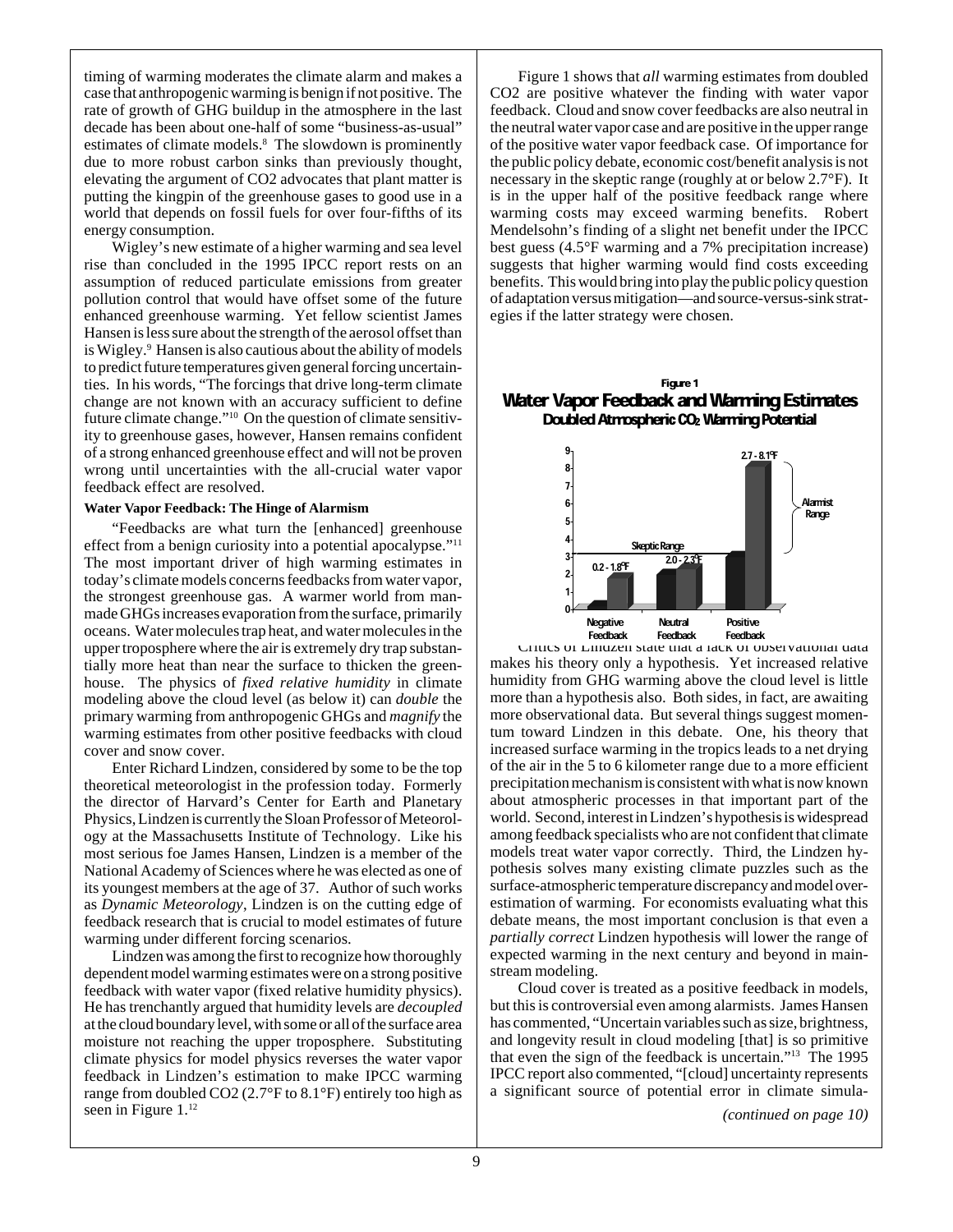timing of warming moderates the climate alarm and makes a case that anthropogenic warming is benign if not positive. The rate of growth of GHG buildup in the atmosphere in the last decade has been about one-half of some "business-as-usual" estimates of climate models.[8] The slowdown is prominently due to more robust carbon sinks than previously thought, elevating the argument of CO2 advocates that plant matter is putting the kingpin of the greenhouse gases to good use in a world that depends on fossil fuels for over four-fifths of its energy consumption.

Wigley's new estimate of a higher warming and sea level rise than concluded in the 1995 IPCC report rests on an assumption of reduced particulate emissions from greater pollution control that would have offset some of the future enhanced greenhouse warming. Yet fellow scientist James Hansen is less sure about the strength of the aerosol offset than is Wigley.[9] Hansen is also cautious about the ability of models to predict future temperatures given general forcing uncertainties. In his words, "The forcings that drive long-term climate change are not known with an accuracy sufficient to define future climate change."[10] On the question of climate sensitivity to greenhouse gases, however, Hansen remains confident of a strong enhanced greenhouse effect and will not be proven wrong until uncertainties with the all-crucial water vapor feedback effect are resolved.

**Water Vapor Feedback: The Hinge of Alarmism**

"Feedbacks are what turn the [enhanced] greenhouse effect from a benign curiosity into a potential apocalypse."[11] The most important driver of high warming estimates in today's climate models concerns feedbacks from water vapor, the strongest greenhouse gas. A warmer world from man-made GHGs increases evaporation from the surface, primarily oceans. Water molecules trap heat, and water molecules in the upper troposphere where the air is extremely dry trap substantially more heat than near the surface to thicken the greenhouse. The physics of *fixed relative humidity* in climate modeling above the cloud level (as below it) can *double* the primary warming from anthropogenic GHGs and *magnify* the warming estimates from other positive feedbacks with cloud cover and snow cover.

Enter Richard Lindzen, considered by some to be the top theoretical meteorologist in the profession today. Formerly the director of Harvard's Center for Earth and Planetary Physics, Lindzen is currently the Sloan Professor of Meteorology at the Massachusetts Institute of Technology. Like his most serious foe James Hansen, Lindzen is a member of the National Academy of Sciences where he was elected as one of its youngest members at the age of 37. Author of such works as *Dynamic Meteorology*, Lindzen is on the cutting edge of feedback research that is crucial to model estimates of future warming under different forcing scenarios.

Lindzen was among the first to recognize how thoroughly dependent model warming estimates were on a strong positive feedback with water vapor (fixed relative humidity physics). He has trenchantly argued that humidity levels are *decoupled* at the cloud boundary level, with some or all of the surface area moisture not reaching the upper troposphere. Substituting climate physics for model physics reverses the water vapor feedback in Lindzen's estimation to make IPCC warming range from doubled CO2 (2.7°F to 8.1°F) entirely too high as seen in Figure 1.[12]

Figure 1 shows that *all* warming estimates from doubled CO2 are positive whatever the finding with water vapor feedback. Cloud and snow cover feedbacks are also neutral in the neutral water vapor case and are positive in the upper range of the positive water vapor feedback case. Of importance for the public policy debate, economic cost/benefit analysis is not necessary in the skeptic range (roughly at or below 2.7°F). It is in the upper half of the positive feedback range where warming costs may exceed warming benefits. Robert Mendelsohn's finding of a slight net benefit under the IPCC best guess (4.5°F warming and a 7% precipitation increase) suggests that higher warming would find costs exceeding benefits. This would bring into play the public policy question of adaptation versus mitigation—and source-versus-sink strategies if the latter strategy were chosen.

**Figure 1**
**Water Vapor Feedback and Warming Estimates**
**Doubled Atmospheric $CO_2$ Warming Potential**

Critics of Lindzen state that a lack of observational data makes his theory only a hypothesis. Yet increased relative humidity from GHG warming above the cloud level is little more than a hypothesis also. Both sides, in fact, are awaiting more observational data. But several things suggest momentum toward Lindzen in this debate. One, his theory that increased surface warming in the tropics leads to a net drying of the air in the 5 to 6 kilometer range due to a more efficient precipitation mechanism is consistent with what is now known about atmospheric processes in that important part of the world. Second, interest in Lindzen's hypothesis is widespread among feedback specialists who are not confident that climate models treat water vapor correctly. Third, the Lindzen hypothesis solves many existing climate puzzles such as the surface-atmospheric temperature discrepancy and model overestimation of warming. For economists evaluating what this debate means, the most important conclusion is that even a *partially correct* Lindzen hypothesis will lower the range of expected warming in the next century and beyond in mainstream modeling.

Cloud cover is treated as a positive feedback in models, but this is controversial even among alarmists. James Hansen has commented, "Uncertain variables such as size, brightness, and longevity result in cloud modeling [that] is so primitive that even the sign of the feedback is uncertain."[13] The 1995 IPCC report also commented, "[cloud] uncertainty represents a significant source of potential error in climate simula-

*(continued on page 10)*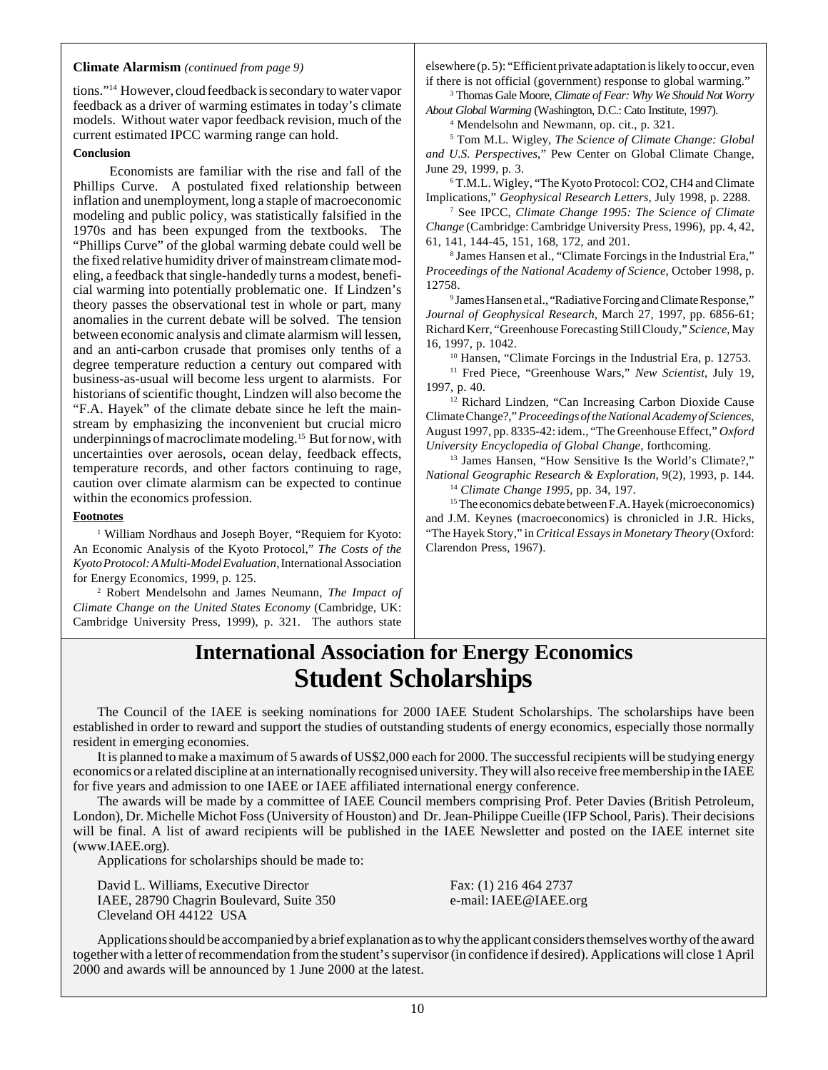**Climate Alarmism** *(continued from page 9)*

tions."[14] However, cloud feedback is secondary to water vapor feedback as a driver of warming estimates in today's climate models. Without water vapor feedback revision, much of the current estimated IPCC warming range can hold.

#### Conclusion

Economists are familiar with the rise and fall of the Phillips Curve. A postulated fixed relationship between inflation and unemployment, long a staple of macroeconomic modeling and public policy, was statistically falsified in the 1970s and has been expunged from the textbooks. The "Phillips Curve" of the global warming debate could well be the fixed relative humidity driver of mainstream climate modeling, a feedback that single-handedly turns a modest, beneficial warming into potentially problematic one. If Lindzen's theory passes the observational test in whole or part, many anomalies in the current debate will be solved. The tension between economic analysis and climate alarmism will lessen, and an anti-carbon crusade that promises only tenths of a degree temperature reduction a century out compared with business-as-usual will become less urgent to alarmists. For historians of scientific thought, Lindzen will also become the "F.A. Hayek" of the climate debate since he left the mainstream by emphasizing the inconvenient but crucial micro underpinnings of macroclimate modeling.[15] But for now, with uncertainties over aerosols, ocean delay, feedback effects, temperature records, and other factors continuing to rage, caution over climate alarmism can be expected to continue within the economics profession.

#### Footnotes

[1] William Nordhaus and Joseph Boyer, "Requiem for Kyoto: An Economic Analysis of the Kyoto Protocol," *The Costs of the Kyoto Protocol: A Multi-Model Evaluation*, International Association for Energy Economics, 1999, p. 125.

[2] Robert Mendelsohn and James Neumann, *The Impact of Climate Change on the United States Economy* (Cambridge, UK: Cambridge University Press, 1999), p. 321. The authors state elsewhere (p. 5): "Efficient private adaptation is likely to occur, even if there is not official (government) response to global warming."

[3] Thomas Gale Moore, *Climate of Fear: Why We Should Not Worry About Global Warming* (Washington, D.C.: Cato Institute, 1997).

[4] Mendelsohn and Newmann, op. cit., p. 321.

[5] Tom M.L. Wigley, *The Science of Climate Change: Global and U.S. Perspectives*," Pew Center on Global Climate Change, June 29, 1999, p. 3.

[6] T.M.L. Wigley, "The Kyoto Protocol: CO2, CH4 and Climate Implications," *Geophysical Research Letters*, July 1998, p. 2288.

[7] See IPCC, *Climate Change 1995: The Science of Climate Change* (Cambridge: Cambridge University Press, 1996), pp. 4, 42, 61, 141, 144-45, 151, 168, 172, and 201.

[8] James Hansen et al., "Climate Forcings in the Industrial Era," *Proceedings of the National Academy of Science*, October 1998, p. 12758.

[9] James Hansen et al., "Radiative Forcing and Climate Response," *Journal of Geophysical Research*, March 27, 1997, pp. 6856-61; Richard Kerr, "Greenhouse Forecasting Still Cloudy," *Science*, May 16, 1997, p. 1042.

[10] Hansen, "Climate Forcings in the Industrial Era, p. 12753.

[11] Fred Piece, "Greenhouse Wars," *New Scientist*, July 19, 1997, p. 40.

[12] Richard Lindzen, "Can Increasing Carbon Dioxide Cause Climate Change?," *Proceedings of the National Academy of Sciences*, August 1997, pp. 8335-42: idem., "The Greenhouse Effect," *Oxford University Encyclopedia of Global Change*, forthcoming.

[13] James Hansen, "How Sensitive Is the World's Climate?," *National Geographic Research & Exploration*, 9(2), 1993, p. 144.

[14] *Climate Change 1995*, pp. 34, 197.

[15] The economics debate between F.A. Hayek (microeconomics) and J.M. Keynes (macroeconomics) is chronicled in J.R. Hicks, "The Hayek Story," in *Critical Essays in Monetary Theory* (Oxford: Clarendon Press, 1967).

## International Association for Energy Economics
# Student Scholarships

The Council of the IAEE is seeking nominations for 2000 IAEE Student Scholarships. The scholarships have been established in order to reward and support the studies of outstanding students of energy economics, especially those normally resident in emerging economies.

It is planned to make a maximum of 5 awards of US$2,000 each for 2000. The successful recipients will be studying energy economics or a related discipline at an internationally recognised university. They will also receive free membership in the IAEE for five years and admission to one IAEE or IAEE affiliated international energy conference.

The awards will be made by a committee of IAEE Council members comprising Prof. Peter Davies (British Petroleum, London), Dr. Michelle Michot Foss (University of Houston) and Dr. Jean-Philippe Cueille (IFP School, Paris). Their decisions will be final. A list of award recipients will be published in the IAEE Newsletter and posted on the IAEE internet site (www.IAEE.org).

Applications for scholarships should be made to:

David L. Williams, Executive Director
IAEE, 28790 Chagrin Boulevard, Suite 350
Cleveland OH 44122 USA

Fax: (1) 216 464 2737
e-mail: IAEE@IAEE.org

Applications should be accompanied by a brief explanation as to why the applicant considers themselves worthy of the award together with a letter of recommendation from the student's supervisor (in confidence if desired). Applications will close 1 April 2000 and awards will be announced by 1 June 2000 at the latest.